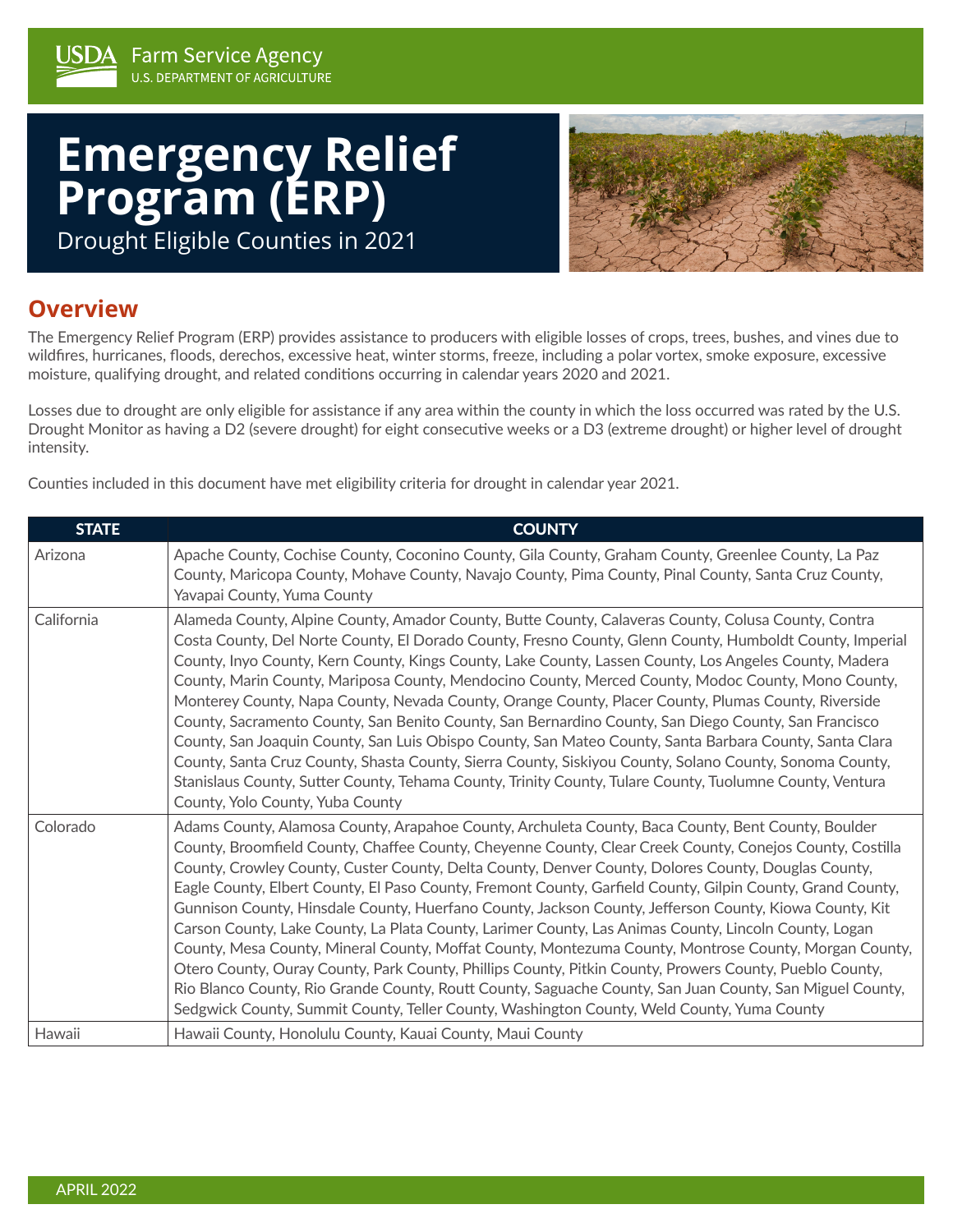# Emergency Relief Program (ERP)

Drought Eligible Counties in 2021

## Overview

The Emergency Relief Program (ERP) provides assistance to producers with eligible losses of crops, trees, bushes, and vines due to wildfires, hurricanes, floods, derechos, excessive heat, winter storms, freeze, including a polar vortex, smoke exposure, excessive moisture, qualifying drought, and related conditions occurring in calendar years 2020 and 2021.

Losses due to drought are only eligible for assistance if any area within the county in which the loss occurred was rated by the U.S. Drought Monitor as having a D2 (severe drought) for eight consecutive weeks or a D3 (extreme drought) or higher level of drought intensity.

Counties included in this document have met eligibility criteria for drought in calendar year 2021.

| STATE | COUNTY |
|---|---|
| Arizona | Apache County, Cochise County, Coconino County, Gila County, Graham County, Greenlee County, La Paz County, Maricopa County, Mohave County, Navajo County, Pima County, Pinal County, Santa Cruz County, Yavapai County, Yuma County |
| California | Alameda County, Alpine County, Amador County, Butte County, Calaveras County, Colusa County, Contra Costa County, Del Norte County, El Dorado County, Fresno County, Glenn County, Humboldt County, Imperial County, Inyo County, Kern County, Kings County, Lake County, Lassen County, Los Angeles County, Madera County, Marin County, Mariposa County, Mendocino County, Merced County, Modoc County, Mono County, Monterey County, Napa County, Nevada County, Orange County, Placer County, Plumas County, Riverside County, Sacramento County, San Benito County, San Bernardino County, San Diego County, San Francisco County, San Joaquin County, San Luis Obispo County, San Mateo County, Santa Barbara County, Santa Clara County, Santa Cruz County, Shasta County, Sierra County, Siskiyou County, Solano County, Sonoma County, Stanislaus County, Sutter County, Tehama County, Trinity County, Tulare County, Tuolumne County, Ventura County, Yolo County, Yuba County |
| Colorado | Adams County, Alamosa County, Arapahoe County, Archuleta County, Baca County, Bent County, Boulder County, Broomfield County, Chaffee County, Cheyenne County, Clear Creek County, Conejos County, Costilla County, Crowley County, Custer County, Delta County, Denver County, Dolores County, Douglas County, Eagle County, Elbert County, El Paso County, Fremont County, Garfield County, Gilpin County, Grand County, Gunnison County, Hinsdale County, Huerfano County, Jackson County, Jefferson County, Kiowa County, Kit Carson County, Lake County, La Plata County, Larimer County, Las Animas County, Lincoln County, Logan County, Mesa County, Mineral County, Moffat County, Montezuma County, Montrose County, Morgan County, Otero County, Ouray County, Park County, Phillips County, Pitkin County, Prowers County, Pueblo County, Rio Blanco County, Rio Grande County, Routt County, Saguache County, San Juan County, San Miguel County, Sedgwick County, Summit County, Teller County, Washington County, Weld County, Yuma County |
| Hawaii | Hawaii County, Honolulu County, Kauai County, Maui County |

APRIL 2022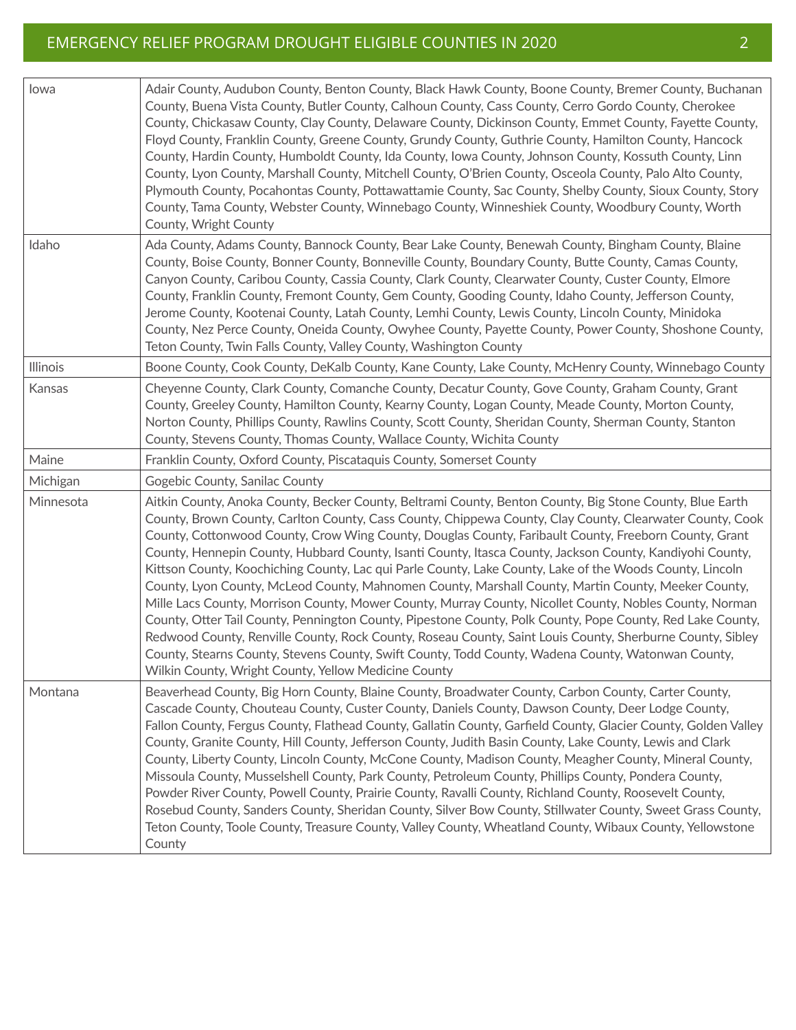| | |
|---|---|
| Iowa | Adair County, Audubon County, Benton County, Black Hawk County, Boone County, Bremer County, Buchanan County, Buena Vista County, Butler County, Calhoun County, Cass County, Cerro Gordo County, Cherokee County, Chickasaw County, Clay County, Delaware County, Dickinson County, Emmet County, Fayette County, Floyd County, Franklin County, Greene County, Grundy County, Guthrie County, Hamilton County, Hancock County, Hardin County, Humboldt County, Ida County, Iowa County, Johnson County, Kossuth County, Linn County, Lyon County, Marshall County, Mitchell County, O'Brien County, Osceola County, Palo Alto County, Plymouth County, Pocahontas County, Pottawattamie County, Sac County, Shelby County, Sioux County, Story County, Tama County, Webster County, Winnebago County, Winneshiek County, Woodbury County, Worth County, Wright County |
| Idaho | Ada County, Adams County, Bannock County, Bear Lake County, Benewah County, Bingham County, Blaine County, Boise County, Bonner County, Bonneville County, Boundary County, Butte County, Camas County, Canyon County, Caribou County, Cassia County, Clark County, Clearwater County, Custer County, Elmore County, Franklin County, Fremont County, Gem County, Gooding County, Idaho County, Jefferson County, Jerome County, Kootenai County, Latah County, Lemhi County, Lewis County, Lincoln County, Minidoka County, Nez Perce County, Oneida County, Owyhee County, Payette County, Power County, Shoshone County, Teton County, Twin Falls County, Valley County, Washington County |
| Illinois | Boone County, Cook County, DeKalb County, Kane County, Lake County, McHenry County, Winnebago County |
| Kansas | Cheyenne County, Clark County, Comanche County, Decatur County, Gove County, Graham County, Grant County, Greeley County, Hamilton County, Kearny County, Logan County, Meade County, Morton County, Norton County, Phillips County, Rawlins County, Scott County, Sheridan County, Sherman County, Stanton County, Stevens County, Thomas County, Wallace County, Wichita County |
| Maine | Franklin County, Oxford County, Piscataquis County, Somerset County |
| Michigan | Gogebic County, Sanilac County |
| Minnesota | Aitkin County, Anoka County, Becker County, Beltrami County, Benton County, Big Stone County, Blue Earth County, Brown County, Carlton County, Cass County, Chippewa County, Clay County, Clearwater County, Cook County, Cottonwood County, Crow Wing County, Douglas County, Faribault County, Freeborn County, Grant County, Hennepin County, Hubbard County, Isanti County, Itasca County, Jackson County, Kandiyohi County, Kittson County, Koochiching County, Lac qui Parle County, Lake County, Lake of the Woods County, Lincoln County, Lyon County, McLeod County, Mahnomen County, Marshall County, Martin County, Meeker County, Mille Lacs County, Morrison County, Mower County, Murray County, Nicollet County, Nobles County, Norman County, Otter Tail County, Pennington County, Pipestone County, Polk County, Pope County, Red Lake County, Redwood County, Renville County, Rock County, Roseau County, Saint Louis County, Sherburne County, Sibley County, Stearns County, Stevens County, Swift County, Todd County, Wadena County, Watonwan County, Wilkin County, Wright County, Yellow Medicine County |
| Montana | Beaverhead County, Big Horn County, Blaine County, Broadwater County, Carbon County, Carter County, Cascade County, Chouteau County, Custer County, Daniels County, Dawson County, Deer Lodge County, Fallon County, Fergus County, Flathead County, Gallatin County, Garfield County, Glacier County, Golden Valley County, Granite County, Hill County, Jefferson County, Judith Basin County, Lake County, Lewis and Clark County, Liberty County, Lincoln County, McCone County, Madison County, Meagher County, Mineral County, Missoula County, Musselshell County, Park County, Petroleum County, Phillips County, Pondera County, Powder River County, Powell County, Prairie County, Ravalli County, Richland County, Roosevelt County, Rosebud County, Sanders County, Sheridan County, Silver Bow County, Stillwater County, Sweet Grass County, Teton County, Toole County, Treasure County, Valley County, Wheatland County, Wibaux County, Yellowstone County |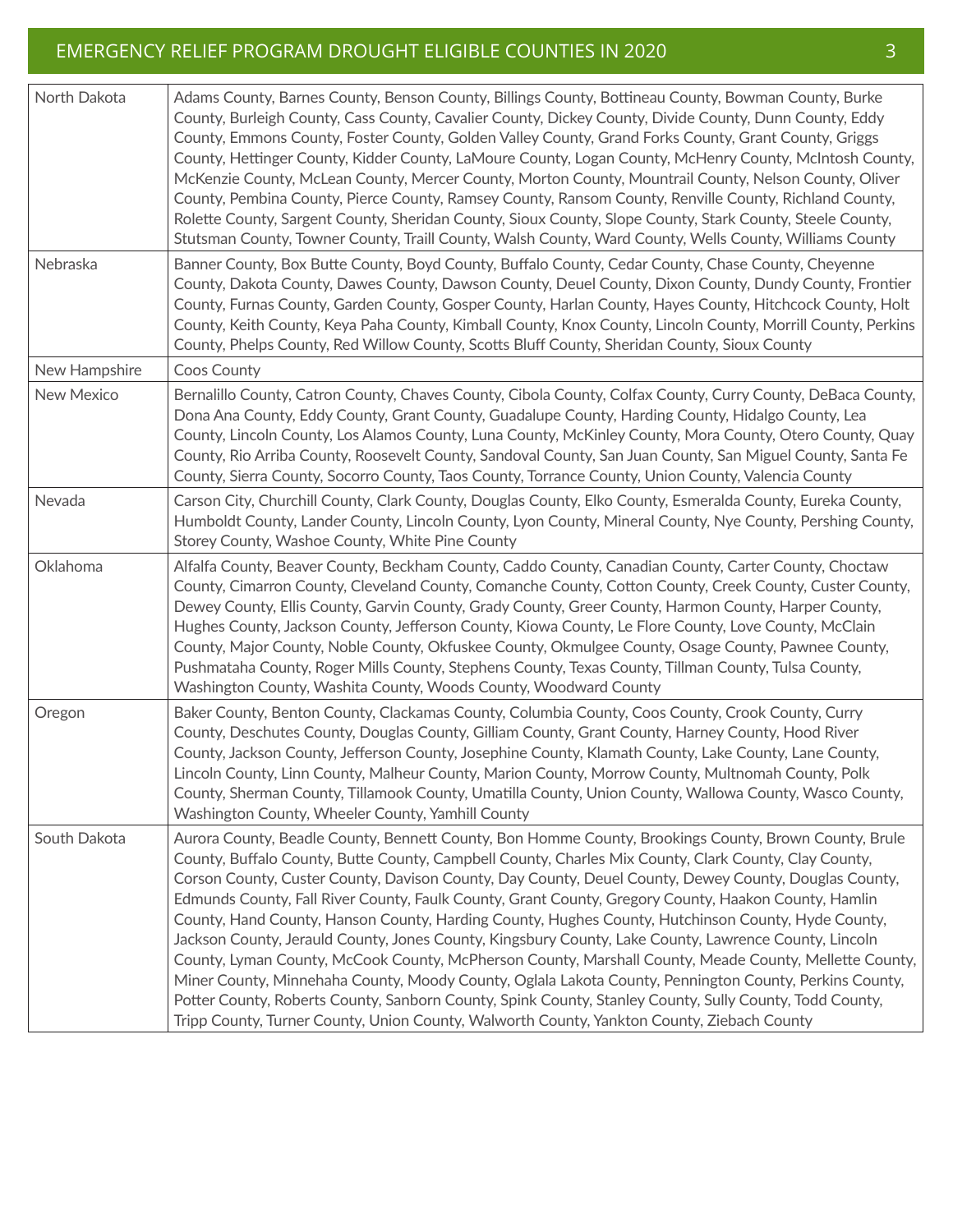| | |
|---|---|
| North Dakota | Adams County, Barnes County, Benson County, Billings County, Bottineau County, Bowman County, Burke County, Burleigh County, Cass County, Cavalier County, Dickey County, Divide County, Dunn County, Eddy County, Emmons County, Foster County, Golden Valley County, Grand Forks County, Grant County, Griggs County, Hettinger County, Kidder County, LaMoure County, Logan County, McHenry County, McIntosh County, McKenzie County, McLean County, Mercer County, Morton County, Mountrail County, Nelson County, Oliver County, Pembina County, Pierce County, Ramsey County, Ransom County, Renville County, Richland County, Rolette County, Sargent County, Sheridan County, Sioux County, Slope County, Stark County, Steele County, Stutsman County, Towner County, Traill County, Walsh County, Ward County, Wells County, Williams County |
| Nebraska | Banner County, Box Butte County, Boyd County, Buffalo County, Cedar County, Chase County, Cheyenne County, Dakota County, Dawes County, Dawson County, Deuel County, Dixon County, Dundy County, Frontier County, Furnas County, Garden County, Gosper County, Harlan County, Hayes County, Hitchcock County, Holt County, Keith County, Keya Paha County, Kimball County, Knox County, Lincoln County, Morrill County, Perkins County, Phelps County, Red Willow County, Scotts Bluff County, Sheridan County, Sioux County |
| New Hampshire | Coos County |
| New Mexico | Bernalillo County, Catron County, Chaves County, Cibola County, Colfax County, Curry County, DeBaca County, Dona Ana County, Eddy County, Grant County, Guadalupe County, Harding County, Hidalgo County, Lea County, Lincoln County, Los Alamos County, Luna County, McKinley County, Mora County, Otero County, Quay County, Rio Arriba County, Roosevelt County, Sandoval County, San Juan County, San Miguel County, Santa Fe County, Sierra County, Socorro County, Taos County, Torrance County, Union County, Valencia County |
| Nevada | Carson City, Churchill County, Clark County, Douglas County, Elko County, Esmeralda County, Eureka County, Humboldt County, Lander County, Lincoln County, Lyon County, Mineral County, Nye County, Pershing County, Storey County, Washoe County, White Pine County |
| Oklahoma | Alfalfa County, Beaver County, Beckham County, Caddo County, Canadian County, Carter County, Choctaw County, Cimarron County, Cleveland County, Comanche County, Cotton County, Creek County, Custer County, Dewey County, Ellis County, Garvin County, Grady County, Greer County, Harmon County, Harper County, Hughes County, Jackson County, Jefferson County, Kiowa County, Le Flore County, Love County, McClain County, Major County, Noble County, Okfuskee County, Okmulgee County, Osage County, Pawnee County, Pushmataha County, Roger Mills County, Stephens County, Texas County, Tillman County, Tulsa County, Washington County, Washita County, Woods County, Woodward County |
| Oregon | Baker County, Benton County, Clackamas County, Columbia County, Coos County, Crook County, Curry County, Deschutes County, Douglas County, Gilliam County, Grant County, Harney County, Hood River County, Jackson County, Jefferson County, Josephine County, Klamath County, Lake County, Lane County, Lincoln County, Linn County, Malheur County, Marion County, Morrow County, Multnomah County, Polk County, Sherman County, Tillamook County, Umatilla County, Union County, Wallowa County, Wasco County, Washington County, Wheeler County, Yamhill County |
| South Dakota | Aurora County, Beadle County, Bennett County, Bon Homme County, Brookings County, Brown County, Brule County, Buffalo County, Butte County, Campbell County, Charles Mix County, Clark County, Clay County, Corson County, Custer County, Davison County, Day County, Deuel County, Dewey County, Douglas County, Edmunds County, Fall River County, Faulk County, Grant County, Gregory County, Haakon County, Hamlin County, Hand County, Hanson County, Harding County, Hughes County, Hutchinson County, Hyde County, Jackson County, Jerauld County, Jones County, Kingsbury County, Lake County, Lawrence County, Lincoln County, Lyman County, McCook County, McPherson County, Marshall County, Meade County, Mellette County, Miner County, Minnehaha County, Moody County, Oglala Lakota County, Pennington County, Perkins County, Potter County, Roberts County, Sanborn County, Spink County, Stanley County, Sully County, Todd County, Tripp County, Turner County, Union County, Walworth County, Yankton County, Ziebach County |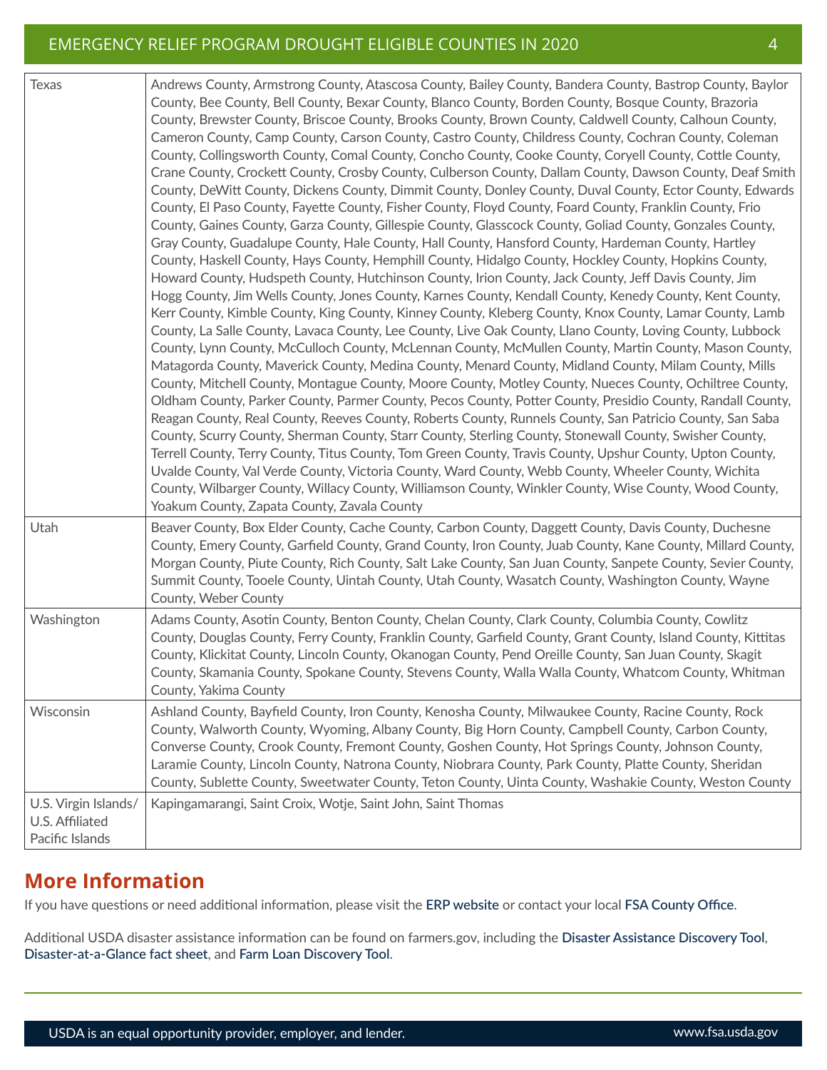| | |
|---|---|
| Texas | Andrews County, Armstrong County, Atascosa County, Bailey County, Bandera County, Bastrop County, Baylor County, Bee County, Bell County, Bexar County, Blanco County, Borden County, Bosque County, Brazoria County, Brewster County, Briscoe County, Brooks County, Brown County, Caldwell County, Calhoun County, Cameron County, Camp County, Carson County, Castro County, Childress County, Cochran County, Coleman County, Collingsworth County, Comal County, Concho County, Cooke County, Coryell County, Cottle County, Crane County, Crockett County, Crosby County, Culberson County, Dallam County, Dawson County, Deaf Smith County, DeWitt County, Dickens County, Dimmit County, Donley County, Duval County, Ector County, Edwards County, El Paso County, Fayette County, Fisher County, Floyd County, Foard County, Franklin County, Frio County, Gaines County, Garza County, Gillespie County, Glasscock County, Goliad County, Gonzales County, Gray County, Guadalupe County, Hale County, Hall County, Hansford County, Hardeman County, Hartley County, Haskell County, Hays County, Hemphill County, Hidalgo County, Hockley County, Hopkins County, Howard County, Hudspeth County, Hutchinson County, Irion County, Jack County, Jeff Davis County, Jim Hogg County, Jim Wells County, Jones County, Karnes County, Kendall County, Kenedy County, Kent County, Kerr County, Kimble County, King County, Kinney County, Kleberg County, Knox County, Lamar County, Lamb County, La Salle County, Lavaca County, Lee County, Live Oak County, Llano County, Loving County, Lubbock County, Lynn County, McCulloch County, McLennan County, McMullen County, Martin County, Mason County, Matagorda County, Maverick County, Medina County, Menard County, Midland County, Milam County, Mills County, Mitchell County, Montague County, Moore County, Motley County, Nueces County, Ochiltree County, Oldham County, Parker County, Parmer County, Pecos County, Potter County, Presidio County, Randall County, Reagan County, Real County, Reeves County, Roberts County, Runnels County, San Patricio County, San Saba County, Scurry County, Sherman County, Starr County, Sterling County, Stonewall County, Swisher County, Terrell County, Terry County, Titus County, Tom Green County, Travis County, Upshur County, Upton County, Uvalde County, Val Verde County, Victoria County, Ward County, Webb County, Wheeler County, Wichita County, Wilbarger County, Willacy County, Williamson County, Winkler County, Wise County, Wood County, Yoakum County, Zapata County, Zavala County |
| Utah | Beaver County, Box Elder County, Cache County, Carbon County, Daggett County, Davis County, Duchesne County, Emery County, Garfield County, Grand County, Iron County, Juab County, Kane County, Millard County, Morgan County, Piute County, Rich County, Salt Lake County, San Juan County, Sanpete County, Sevier County, Summit County, Tooele County, Uintah County, Utah County, Wasatch County, Washington County, Wayne County, Weber County |
| Washington | Adams County, Asotin County, Benton County, Chelan County, Clark County, Columbia County, Cowlitz County, Douglas County, Ferry County, Franklin County, Garfield County, Grant County, Island County, Kittitas County, Klickitat County, Lincoln County, Okanogan County, Pend Oreille County, San Juan County, Skagit County, Skamania County, Spokane County, Stevens County, Walla Walla County, Whatcom County, Whitman County, Yakima County |
| Wisconsin | Ashland County, Bayfield County, Iron County, Kenosha County, Milwaukee County, Racine County, Rock County, Walworth County, Wyoming, Albany County, Big Horn County, Campbell County, Carbon County, Converse County, Crook County, Fremont County, Goshen County, Hot Springs County, Johnson County, Laramie County, Lincoln County, Natrona County, Niobrara County, Park County, Platte County, Sheridan County, Sublette County, Sweetwater County, Teton County, Uinta County, Washakie County, Weston County |
| U.S. Virgin Islands/ U.S. Affiliated Pacific Islands | Kapingamarangi, Saint Croix, Wotje, Saint John, Saint Thomas |

## More Information

If you have questions or need additional information, please visit the **ERP website** or contact your local **FSA County Office**.

Additional USDA disaster assistance information can be found on farmers.gov, including the **Disaster Assistance Discovery Tool**, **Disaster-at-a-Glance fact sheet**, and **Farm Loan Discovery Tool**.

USDA is an equal opportunity provider, employer, and lender.

www.fsa.usda.gov